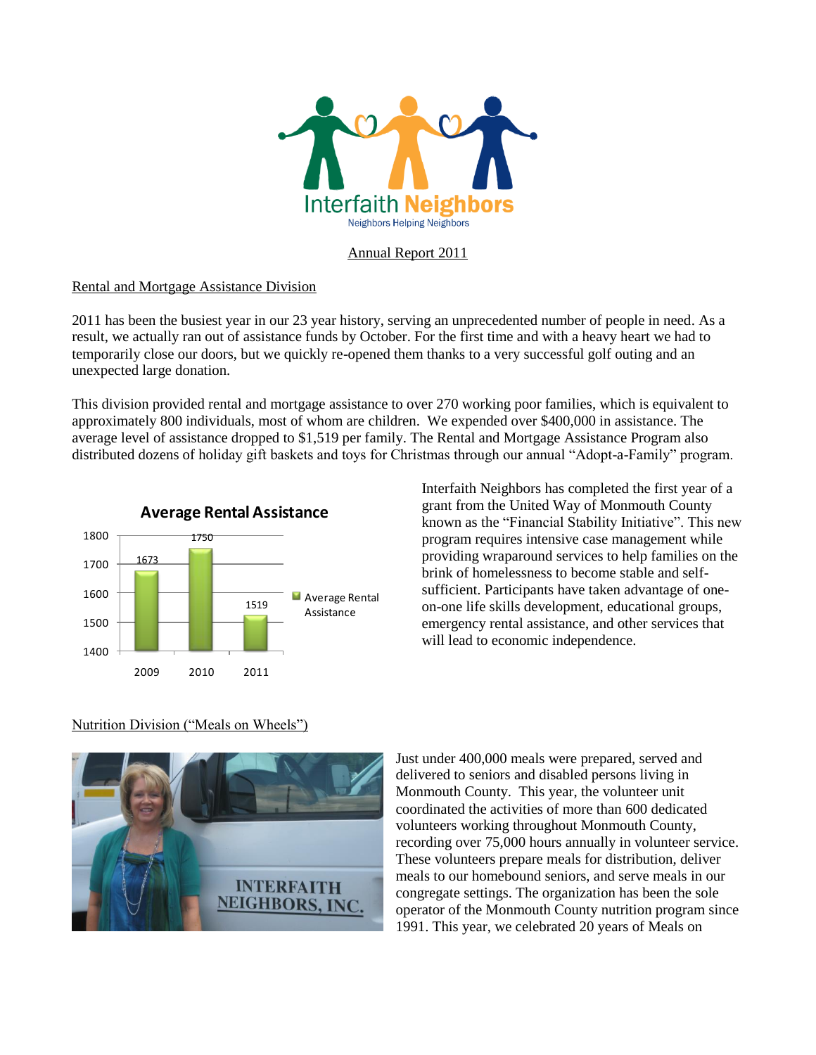Interfaith Neighbors

Neighbors Helping Neighbors

# Annual Report 2011

## Rental and Mortgage Assistance Division

2011 has been the busiest year in our 23 year history, serving an unprecedented number of people in need. As a result, we actually ran out of assistance funds by October. For the first time and with a heavy heart we had to temporarily close our doors, but we quickly re-opened them thanks to a very successful golf outing and an unexpected large donation.

This division provided rental and mortgage assistance to over 270 working poor families, which is equivalent to approximately 800 individuals, most of whom are children. We expended over $400,000 in assistance. The average level of assistance dropped to $1,519 per family. The Rental and Mortgage Assistance Program also distributed dozens of holiday gift baskets and toys for Christmas through our annual "Adopt-a-Family" program.

**Average Rental Assistance**

| Year | Average Rental Assistance |
| --- | --- |
| 2009 | 1673 |
| 2010 | 1750 |
| 2011 | 1519 |

Interfaith Neighbors has completed the first year of a grant from the United Way of Monmouth County known as the "Financial Stability Initiative". This new program requires intensive case management while providing wraparound services to help families on the brink of homelessness to become stable and self-sufficient. Participants have taken advantage of one-on-one life skills development, educational groups, emergency rental assistance, and other services that will lead to economic independence.

## Nutrition Division ("Meals on Wheels")

Just under 400,000 meals were prepared, served and delivered to seniors and disabled persons living in Monmouth County. This year, the volunteer unit coordinated the activities of more than 600 dedicated volunteers working throughout Monmouth County, recording over 75,000 hours annually in volunteer service. These volunteers prepare meals for distribution, deliver meals to our homebound seniors, and serve meals in our congregate settings. The organization has been the sole operator of the Monmouth County nutrition program since 1991. This year, we celebrated 20 years of Meals on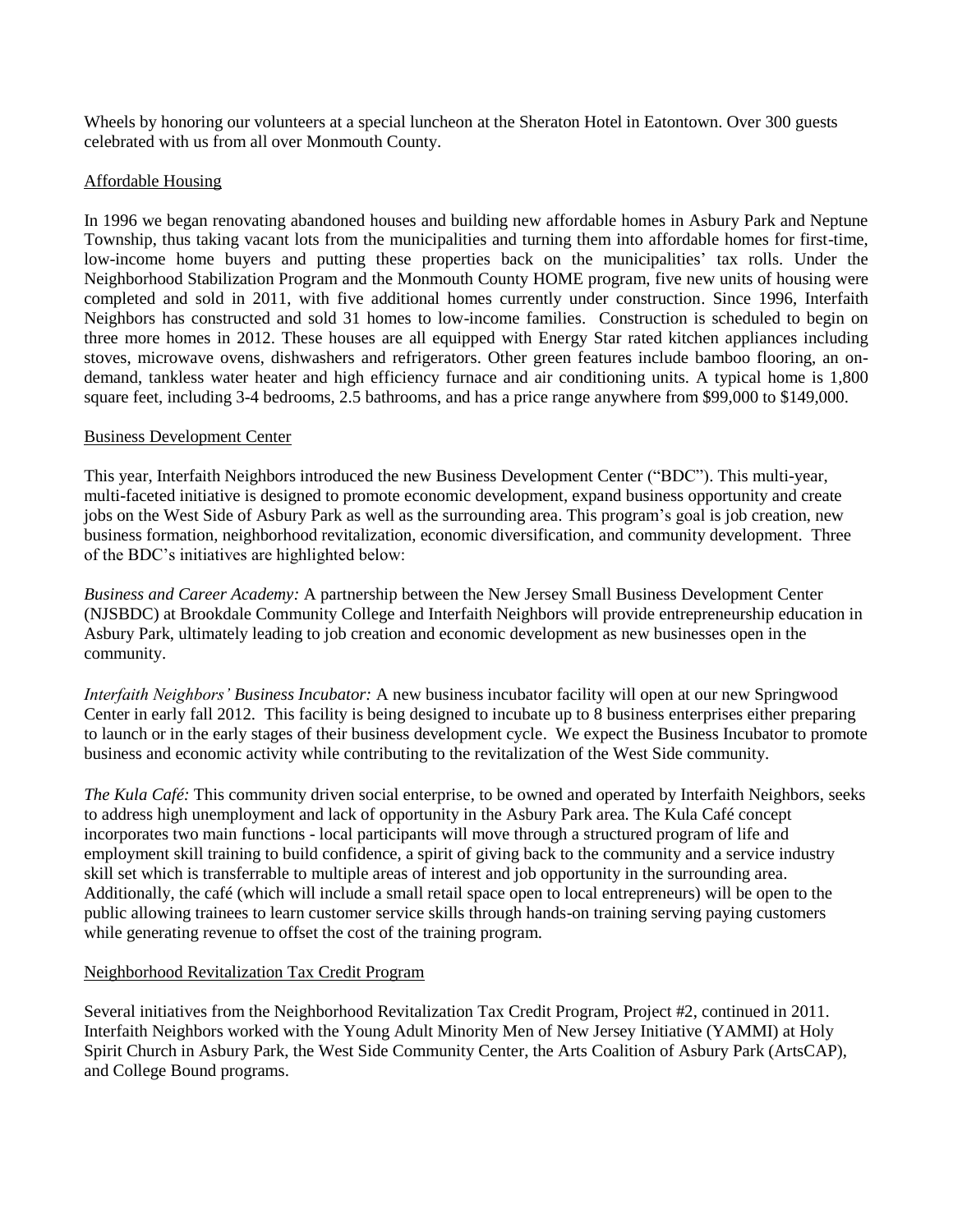Wheels by honoring our volunteers at a special luncheon at the Sheraton Hotel in Eatontown. Over 300 guests celebrated with us from all over Monmouth County.

## Affordable Housing

In 1996 we began renovating abandoned houses and building new affordable homes in Asbury Park and Neptune Township, thus taking vacant lots from the municipalities and turning them into affordable homes for first-time, low-income home buyers and putting these properties back on the municipalities' tax rolls. Under the Neighborhood Stabilization Program and the Monmouth County HOME program, five new units of housing were completed and sold in 2011, with five additional homes currently under construction. Since 1996, Interfaith Neighbors has constructed and sold 31 homes to low-income families. Construction is scheduled to begin on three more homes in 2012. These houses are all equipped with Energy Star rated kitchen appliances including stoves, microwave ovens, dishwashers and refrigerators. Other green features include bamboo flooring, an on-demand, tankless water heater and high efficiency furnace and air conditioning units. A typical home is 1,800 square feet, including 3-4 bedrooms, 2.5 bathrooms, and has a price range anywhere from $99,000 to $149,000.

## Business Development Center

This year, Interfaith Neighbors introduced the new Business Development Center ("BDC"). This multi-year, multi-faceted initiative is designed to promote economic development, expand business opportunity and create jobs on the West Side of Asbury Park as well as the surrounding area. This program's goal is job creation, new business formation, neighborhood revitalization, economic diversification, and community development. Three of the BDC's initiatives are highlighted below:

*Business and Career Academy:* A partnership between the New Jersey Small Business Development Center (NJSBDC) at Brookdale Community College and Interfaith Neighbors will provide entrepreneurship education in Asbury Park, ultimately leading to job creation and economic development as new businesses open in the community.

*Interfaith Neighbors' Business Incubator:* A new business incubator facility will open at our new Springwood Center in early fall 2012. This facility is being designed to incubate up to 8 business enterprises either preparing to launch or in the early stages of their business development cycle. We expect the Business Incubator to promote business and economic activity while contributing to the revitalization of the West Side community.

*The Kula Café:* This community driven social enterprise, to be owned and operated by Interfaith Neighbors, seeks to address high unemployment and lack of opportunity in the Asbury Park area. The Kula Café concept incorporates two main functions - local participants will move through a structured program of life and employment skill training to build confidence, a spirit of giving back to the community and a service industry skill set which is transferrable to multiple areas of interest and job opportunity in the surrounding area. Additionally, the café (which will include a small retail space open to local entrepreneurs) will be open to the public allowing trainees to learn customer service skills through hands-on training serving paying customers while generating revenue to offset the cost of the training program.

## Neighborhood Revitalization Tax Credit Program

Several initiatives from the Neighborhood Revitalization Tax Credit Program, Project #2, continued in 2011. Interfaith Neighbors worked with the Young Adult Minority Men of New Jersey Initiative (YAMMI) at Holy Spirit Church in Asbury Park, the West Side Community Center, the Arts Coalition of Asbury Park (ArtsCAP), and College Bound programs.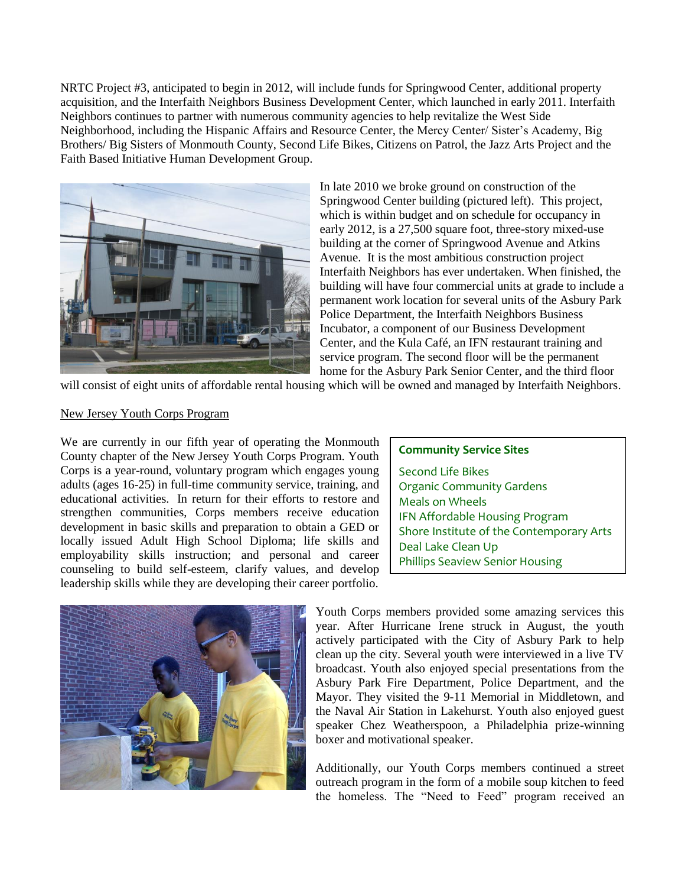NRTC Project #3, anticipated to begin in 2012, will include funds for Springwood Center, additional property acquisition, and the Interfaith Neighbors Business Development Center, which launched in early 2011. Interfaith Neighbors continues to partner with numerous community agencies to help revitalize the West Side Neighborhood, including the Hispanic Affairs and Resource Center, the Mercy Center/ Sister's Academy, Big Brothers/ Big Sisters of Monmouth County, Second Life Bikes, Citizens on Patrol, the Jazz Arts Project and the Faith Based Initiative Human Development Group.

In late 2010 we broke ground on construction of the Springwood Center building (pictured left). This project, which is within budget and on schedule for occupancy in early 2012, is a 27,500 square foot, three-story mixed-use building at the corner of Springwood Avenue and Atkins Avenue. It is the most ambitious construction project Interfaith Neighbors has ever undertaken. When finished, the building will have four commercial units at grade to include a permanent work location for several units of the Asbury Park Police Department, the Interfaith Neighbors Business Incubator, a component of our Business Development Center, and the Kula Café, an IFN restaurant training and service program. The second floor will be the permanent home for the Asbury Park Senior Center, and the third floor will consist of eight units of affordable rental housing which will be owned and managed by Interfaith Neighbors.

New Jersey Youth Corps Program

We are currently in our fifth year of operating the Monmouth County chapter of the New Jersey Youth Corps Program. Youth Corps is a year-round, voluntary program which engages young adults (ages 16-25) in full-time community service, training, and educational activities. In return for their efforts to restore and strengthen communities, Corps members receive education development in basic skills and preparation to obtain a GED or locally issued Adult High School Diploma; life skills and employability skills instruction; and personal and career counseling to build self-esteem, clarify values, and develop leadership skills while they are developing their career portfolio.

**Community Service Sites**

Second Life Bikes
Organic Community Gardens
Meals on Wheels
IFN Affordable Housing Program
Shore Institute of the Contemporary Arts
Deal Lake Clean Up
Phillips Seaview Senior Housing

Youth Corps members provided some amazing services this year. After Hurricane Irene struck in August, the youth actively participated with the City of Asbury Park to help clean up the city. Several youth were interviewed in a live TV broadcast. Youth also enjoyed special presentations from the Asbury Park Fire Department, Police Department, and the Mayor. They visited the 9-11 Memorial in Middletown, and the Naval Air Station in Lakehurst. Youth also enjoyed guest speaker Chez Weatherspoon, a Philadelphia prize-winning boxer and motivational speaker.

Additionally, our Youth Corps members continued a street outreach program in the form of a mobile soup kitchen to feed the homeless. The "Need to Feed" program received an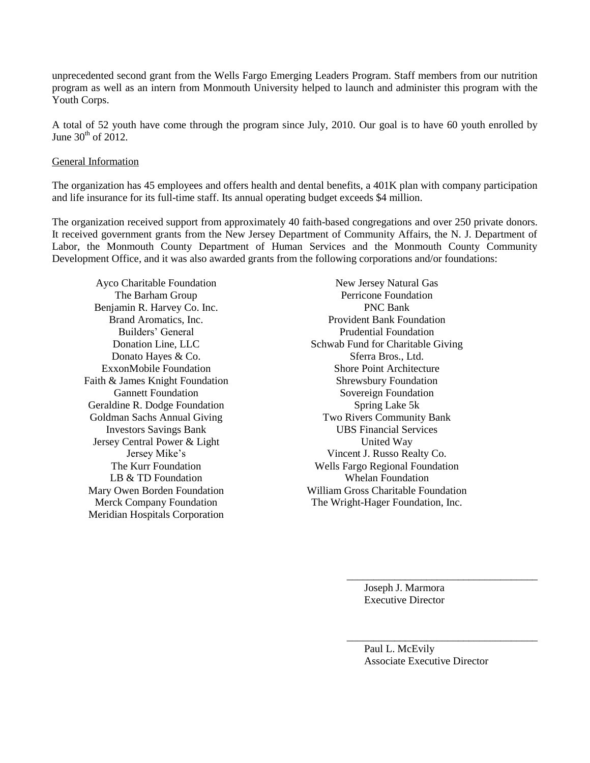unprecedented second grant from the Wells Fargo Emerging Leaders Program. Staff members from our nutrition program as well as an intern from Monmouth University helped to launch and administer this program with the Youth Corps.

A total of 52 youth have come through the program since July, 2010. Our goal is to have 60 youth enrolled by June 30th of 2012.

General Information

The organization has 45 employees and offers health and dental benefits, a 401K plan with company participation and life insurance for its full-time staff. Its annual operating budget exceeds $4 million.

The organization received support from approximately 40 faith-based congregations and over 250 private donors. It received government grants from the New Jersey Department of Community Affairs, the N. J. Department of Labor, the Monmouth County Department of Human Services and the Monmouth County Community Development Office, and it was also awarded grants from the following corporations and/or foundations:

Ayco Charitable Foundation
The Barham Group
Benjamin R. Harvey Co. Inc.
Brand Aromatics, Inc.
Builders' General
Donation Line, LLC
Donato Hayes & Co.
ExxonMobile Foundation
Faith & James Knight Foundation
Gannett Foundation
Geraldine R. Dodge Foundation
Goldman Sachs Annual Giving
Investors Savings Bank
Jersey Central Power & Light
Jersey Mike's
The Kurr Foundation
LB & TD Foundation
Mary Owen Borden Foundation
Merck Company Foundation
Meridian Hospitals Corporation
New Jersey Natural Gas
Perricone Foundation
PNC Bank
Provident Bank Foundation
Prudential Foundation
Schwab Fund for Charitable Giving
Sferra Bros., Ltd.
Shore Point Architecture
Shrewsbury Foundation
Sovereign Foundation
Spring Lake 5k
Two Rivers Community Bank
UBS Financial Services
United Way
Vincent J. Russo Realty Co.
Wells Fargo Regional Foundation
Whelan Foundation
William Gross Charitable Foundation
The Wright-Hager Foundation, Inc.

\_\_\_\_\_\_\_\_\_\_\_\_\_\_\_\_\_\_\_\_\_\_\_\_\_\_\_\_\_\_\_\_\_\_\_

Joseph J. Marmora
Executive Director

\_\_\_\_\_\_\_\_\_\_\_\_\_\_\_\_\_\_\_\_\_\_\_\_\_\_\_\_\_\_\_\_\_\_\_

Paul L. McEvily
Associate Executive Director